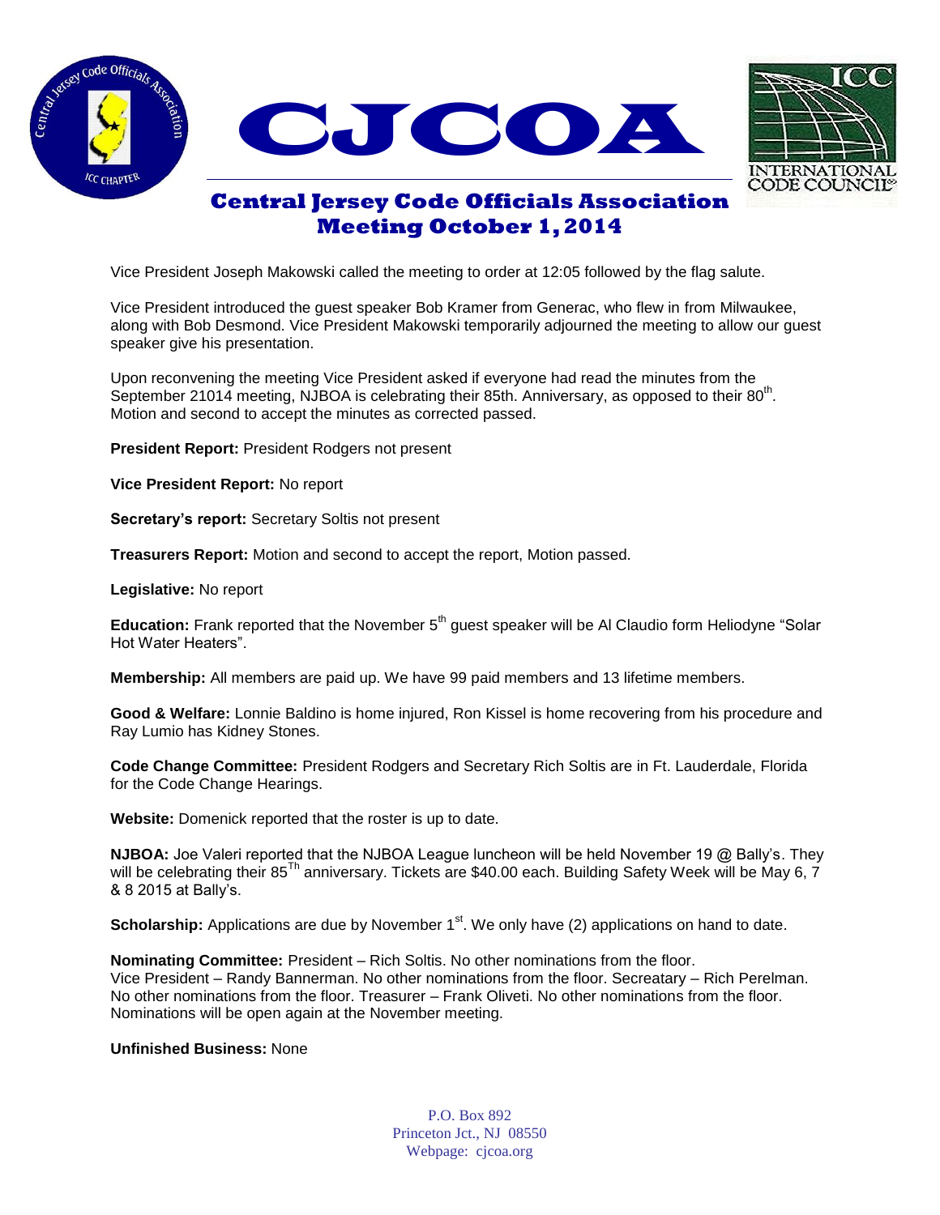# CJCOA

## Central Jersey Code Officials Association Meeting October 1, 2014

Vice President Joseph Makowski called the meeting to order at 12:05 followed by the flag salute.

Vice President introduced the guest speaker Bob Kramer from Generac, who flew in from Milwaukee, along with Bob Desmond. Vice President Makowski temporarily adjourned the meeting to allow our guest speaker give his presentation.

Upon reconvening the meeting Vice President asked if everyone had read the minutes from the September 21014 meeting, NJBOA is celebrating their 85th. Anniversary, as opposed to their 80th. Motion and second to accept the minutes as corrected passed.

**President Report:** President Rodgers not present

**Vice President Report:** No report

**Secretary's report:** Secretary Soltis not present

**Treasurers Report:** Motion and second to accept the report, Motion passed.

**Legislative:** No report

**Education:** Frank reported that the November 5th guest speaker will be Al Claudio form Heliodyne "Solar Hot Water Heaters".

**Membership:** All members are paid up. We have 99 paid members and 13 lifetime members.

**Good & Welfare:** Lonnie Baldino is home injured, Ron Kissel is home recovering from his procedure and Ray Lumio has Kidney Stones.

**Code Change Committee:** President Rodgers and Secretary Rich Soltis are in Ft. Lauderdale, Florida for the Code Change Hearings.

**Website:** Domenick reported that the roster is up to date.

**NJBOA:** Joe Valeri reported that the NJBOA League luncheon will be held November 19 @ Bally's. They will be celebrating their 85Th anniversary. Tickets are $40.00 each. Building Safety Week will be May 6, 7 & 8 2015 at Bally's.

**Scholarship:** Applications are due by November 1st. We only have (2) applications on hand to date.

**Nominating Committee:** President – Rich Soltis. No other nominations from the floor. Vice President – Randy Bannerman. No other nominations from the floor. Secreatary – Rich Perelman. No other nominations from the floor. Treasurer – Frank Oliveti. No other nominations from the floor. Nominations will be open again at the November meeting.

**Unfinished Business:** None

P.O. Box 892
Princeton Jct., NJ 08550
Webpage: cjcoa.org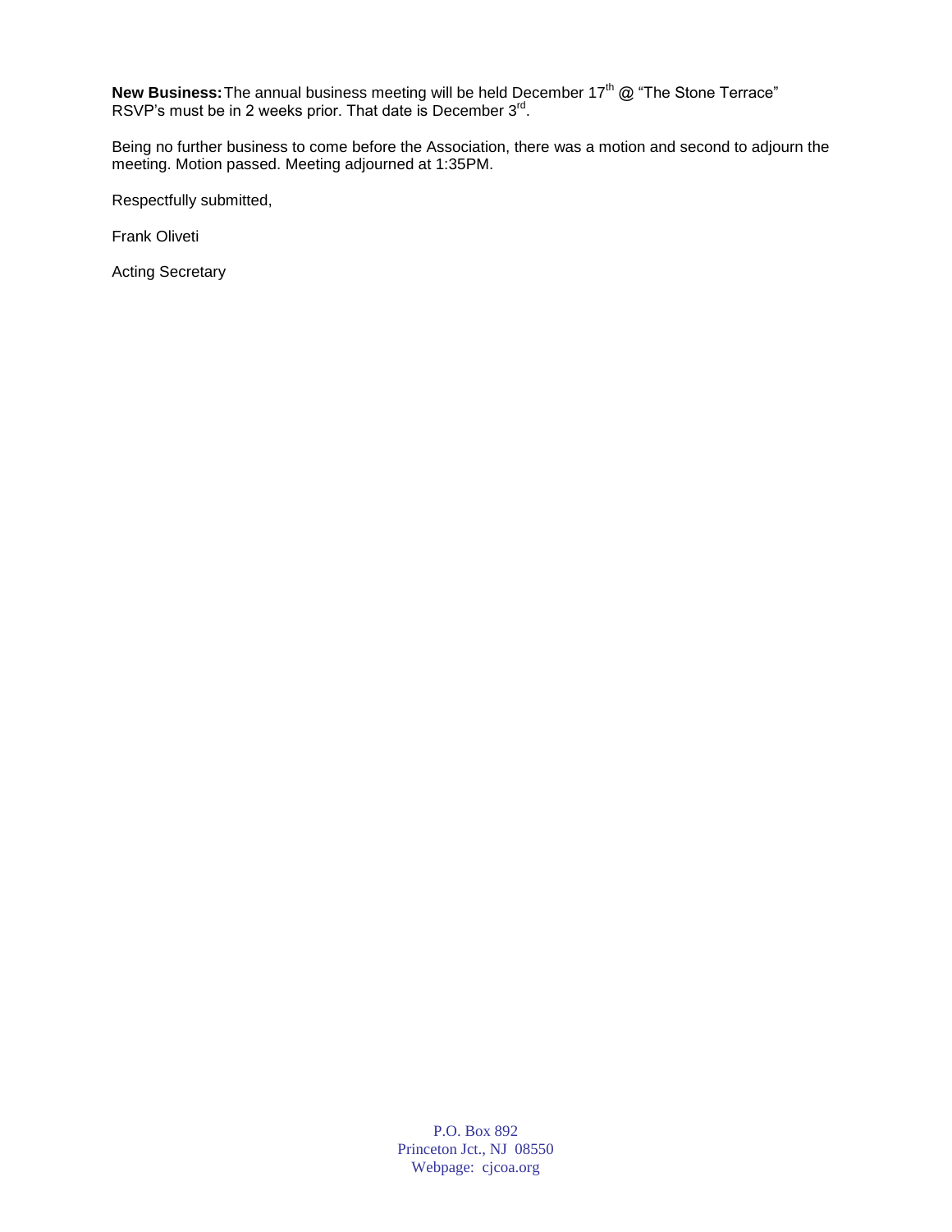**New Business:** The annual business meeting will be held December 17th @ "The Stone Terrace" RSVP's must be in 2 weeks prior. That date is December 3rd.

Being no further business to come before the Association, there was a motion and second to adjourn the meeting. Motion passed. Meeting adjourned at 1:35PM.

Respectfully submitted,

Frank Oliveti

Acting Secretary

P.O. Box 892
Princeton Jct., NJ 08550
Webpage: cjcoa.org